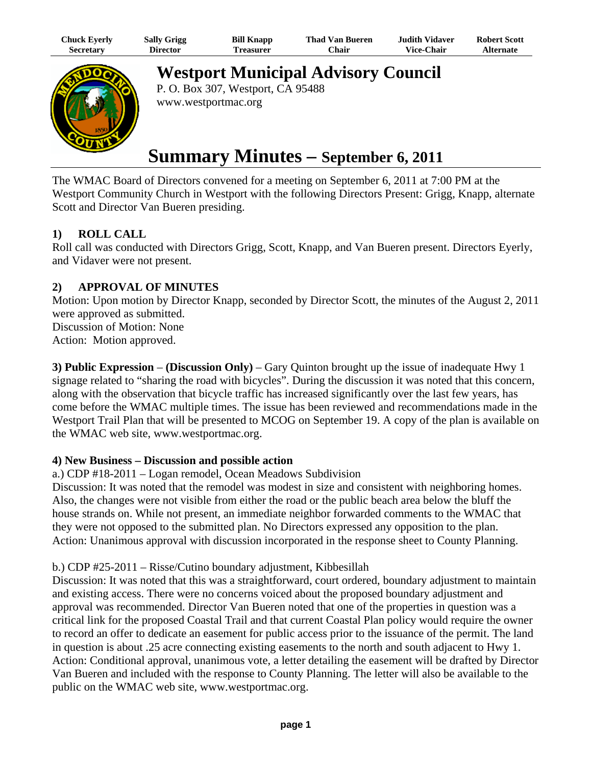| Chuck Eyerly | Sally Grigg | Bill Knapp | Thad Van Bueren | Judith Vidaver | Robert Scott |
| --- | --- | --- | --- | --- | --- |
| Secretary | Director | Treasurer | Chair | Vice-Chair | Alternate |

# Westport Municipal Advisory Council

P. O. Box 307, Westport, CA 95488
www.westportmac.org

# Summary Minutes – September 6, 2011

The WMAC Board of Directors convened for a meeting on September 6, 2011 at 7:00 PM at the Westport Community Church in Westport with the following Directors Present: Grigg, Knapp, alternate Scott and Director Van Bueren presiding.

## 1) ROLL CALL

Roll call was conducted with Directors Grigg, Scott, Knapp, and Van Bueren present. Directors Eyerly, and Vidaver were not present.

## 2) APPROVAL OF MINUTES

Motion: Upon motion by Director Knapp, seconded by Director Scott, the minutes of the August 2, 2011 were approved as submitted.
Discussion of Motion: None
Action: Motion approved.

**3) Public Expression** – **(Discussion Only)** – Gary Quinton brought up the issue of inadequate Hwy 1 signage related to "sharing the road with bicycles". During the discussion it was noted that this concern, along with the observation that bicycle traffic has increased significantly over the last few years, has come before the WMAC multiple times. The issue has been reviewed and recommendations made in the Westport Trail Plan that will be presented to MCOG on September 19. A copy of the plan is available on the WMAC web site, www.westportmac.org.

**4) New Business – Discussion and possible action**

a.) CDP #18-2011 – Logan remodel, Ocean Meadows Subdivision
Discussion: It was noted that the remodel was modest in size and consistent with neighboring homes. Also, the changes were not visible from either the road or the public beach area below the bluff the house strands on. While not present, an immediate neighbor forwarded comments to the WMAC that they were not opposed to the submitted plan. No Directors expressed any opposition to the plan.
Action: Unanimous approval with discussion incorporated in the response sheet to County Planning.

b.) CDP #25-2011 – Risse/Cutino boundary adjustment, Kibbesillah
Discussion: It was noted that this was a straightforward, court ordered, boundary adjustment to maintain and existing access. There were no concerns voiced about the proposed boundary adjustment and approval was recommended. Director Van Bueren noted that one of the properties in question was a critical link for the proposed Coastal Trail and that current Coastal Plan policy would require the owner to record an offer to dedicate an easement for public access prior to the issuance of the permit. The land in question is about .25 acre connecting existing easements to the north and south adjacent to Hwy 1.
Action: Conditional approval, unanimous vote, a letter detailing the easement will be drafted by Director Van Bueren and included with the response to County Planning. The letter will also be available to the public on the WMAC web site, www.westportmac.org.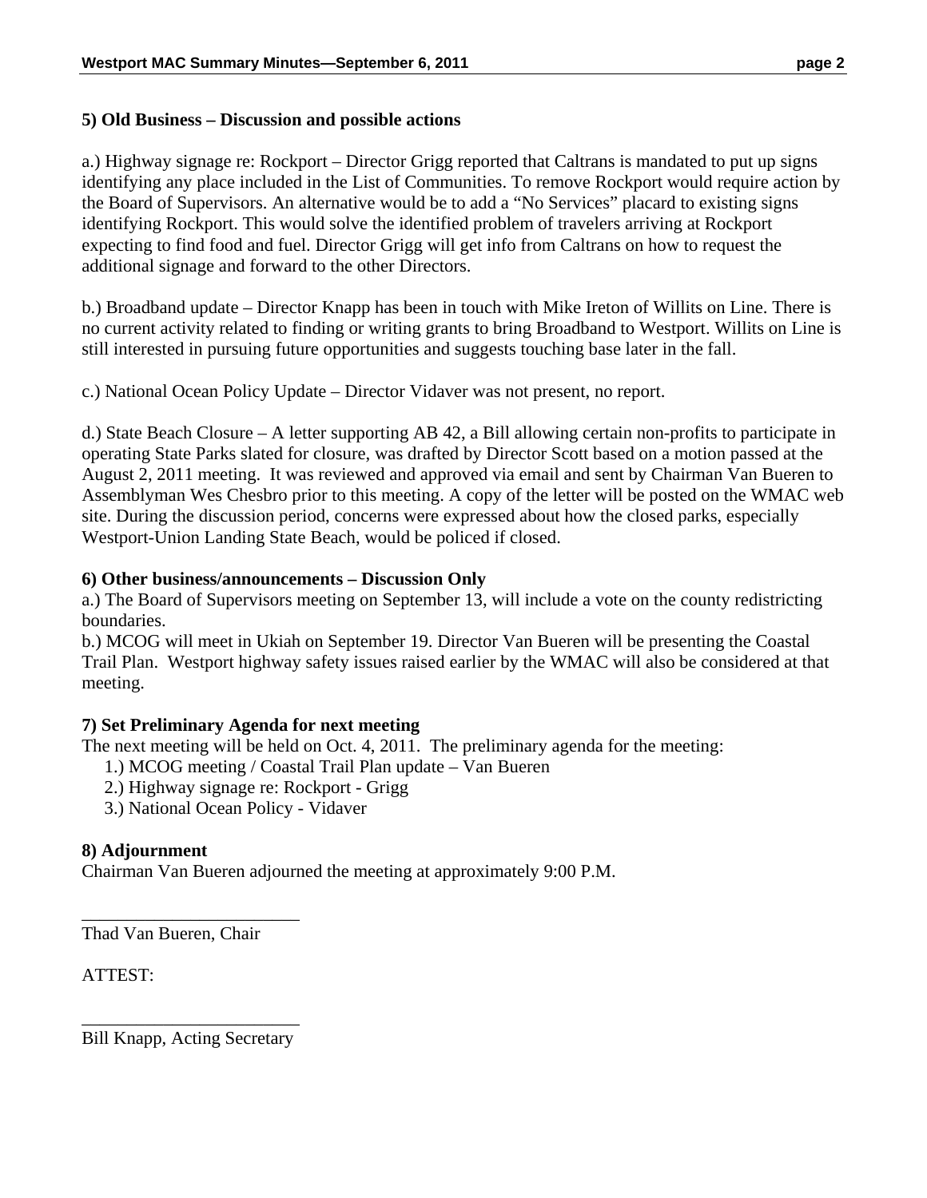**5) Old Business – Discussion and possible actions**

a.) Highway signage re: Rockport – Director Grigg reported that Caltrans is mandated to put up signs identifying any place included in the List of Communities. To remove Rockport would require action by the Board of Supervisors. An alternative would be to add a "No Services" placard to existing signs identifying Rockport. This would solve the identified problem of travelers arriving at Rockport expecting to find food and fuel. Director Grigg will get info from Caltrans on how to request the additional signage and forward to the other Directors.

b.) Broadband update – Director Knapp has been in touch with Mike Ireton of Willits on Line. There is no current activity related to finding or writing grants to bring Broadband to Westport. Willits on Line is still interested in pursuing future opportunities and suggests touching base later in the fall.

c.) National Ocean Policy Update – Director Vidaver was not present, no report.

d.) State Beach Closure – A letter supporting AB 42, a Bill allowing certain non-profits to participate in operating State Parks slated for closure, was drafted by Director Scott based on a motion passed at the August 2, 2011 meeting. It was reviewed and approved via email and sent by Chairman Van Bueren to Assemblyman Wes Chesbro prior to this meeting. A copy of the letter will be posted on the WMAC web site. During the discussion period, concerns were expressed about how the closed parks, especially Westport-Union Landing State Beach, would be policed if closed.

**6) Other business/announcements – Discussion Only**

a.) The Board of Supervisors meeting on September 13, will include a vote on the county redistricting boundaries.

b.) MCOG will meet in Ukiah on September 19. Director Van Bueren will be presenting the Coastal Trail Plan. Westport highway safety issues raised earlier by the WMAC will also be considered at that meeting.

**7) Set Preliminary Agenda for next meeting**

The next meeting will be held on Oct. 4, 2011. The preliminary agenda for the meeting:

1.) MCOG meeting / Coastal Trail Plan update – Van Bueren
2.) Highway signage re: Rockport - Grigg
3.) National Ocean Policy - Vidaver

**8) Adjournment**

Chairman Van Bueren adjourned the meeting at approximately 9:00 P.M.

\_\_\_\_\_\_\_\_\_\_\_\_\_\_\_\_\_\_\_\_\_\_\_\_

Thad Van Bueren, Chair

ATTEST:

\_\_\_\_\_\_\_\_\_\_\_\_\_\_\_\_\_\_\_\_\_\_\_\_

Bill Knapp, Acting Secretary